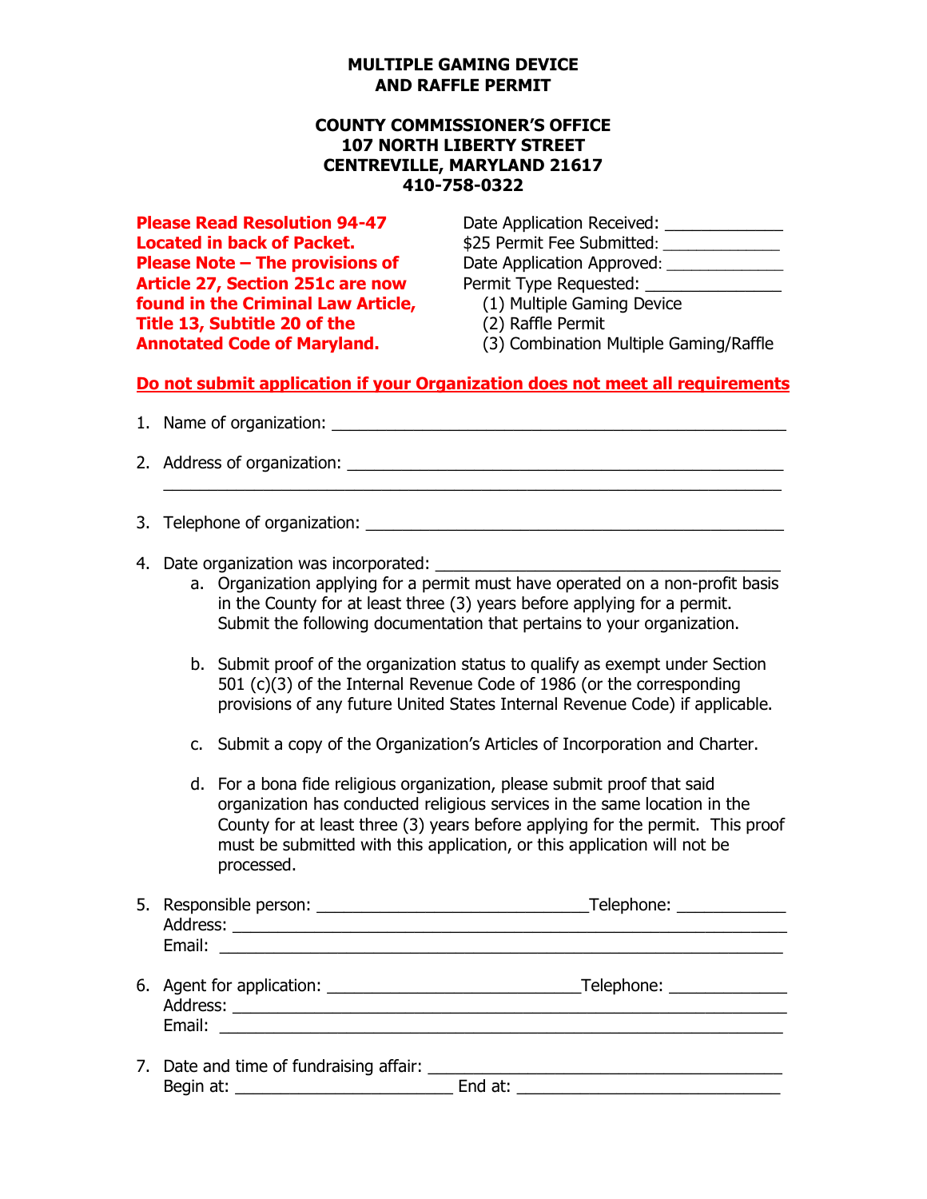**MULTIPLE GAMING DEVICE**
**AND RAFFLE PERMIT**

**COUNTY COMMISSIONER'S OFFICE**
**107 NORTH LIBERTY STREET**
**CENTREVILLE, MARYLAND 21617**
**410-758-0322**

**Please Read Resolution 94-47 Located in back of Packet. Please Note – The provisions of Article 27, Section 251c are now found in the Criminal Law Article, Title 13, Subtitle 20 of the Annotated Code of Maryland.**

Date Application Received: _____________
$25 Permit Fee Submitted: _____________
Date Application Approved: _____________
Permit Type Requested: _______________
(1) Multiple Gaming Device
(2) Raffle Permit
(3) Combination Multiple Gaming/Raffle

**Do not submit application if your Organization does not meet all requirements**

1. Name of organization: ________________________________________________

2. Address of organization: ______________________________________________
_______________________________________________________________

3. Telephone of organization: _____________________________________________

4. Date organization was incorporated: ____________________________________
   a. Organization applying for a permit must have operated on a non-profit basis in the County for at least three (3) years before applying for a permit. Submit the following documentation that pertains to your organization.

   b. Submit proof of the organization status to qualify as exempt under Section 501 (c)(3) of the Internal Revenue Code of 1986 (or the corresponding provisions of any future United States Internal Revenue Code) if applicable.

   c. Submit a copy of the Organization's Articles of Incorporation and Charter.

   d. For a bona fide religious organization, please submit proof that said organization has conducted religious services in the same location in the County for at least three (3) years before applying for the permit. This proof must be submitted with this application, or this application will not be processed.

5. Responsible person: ____________________________Telephone: ___________
   Address: ___________________________________________________________
   Email: ____________________________________________________________

6. Agent for application: ___________________________Telephone: ____________
   Address: ___________________________________________________________
   Email: ____________________________________________________________

7. Date and time of fundraising affair: _____________________________________
   Begin at: _______________________ End at: ___________________________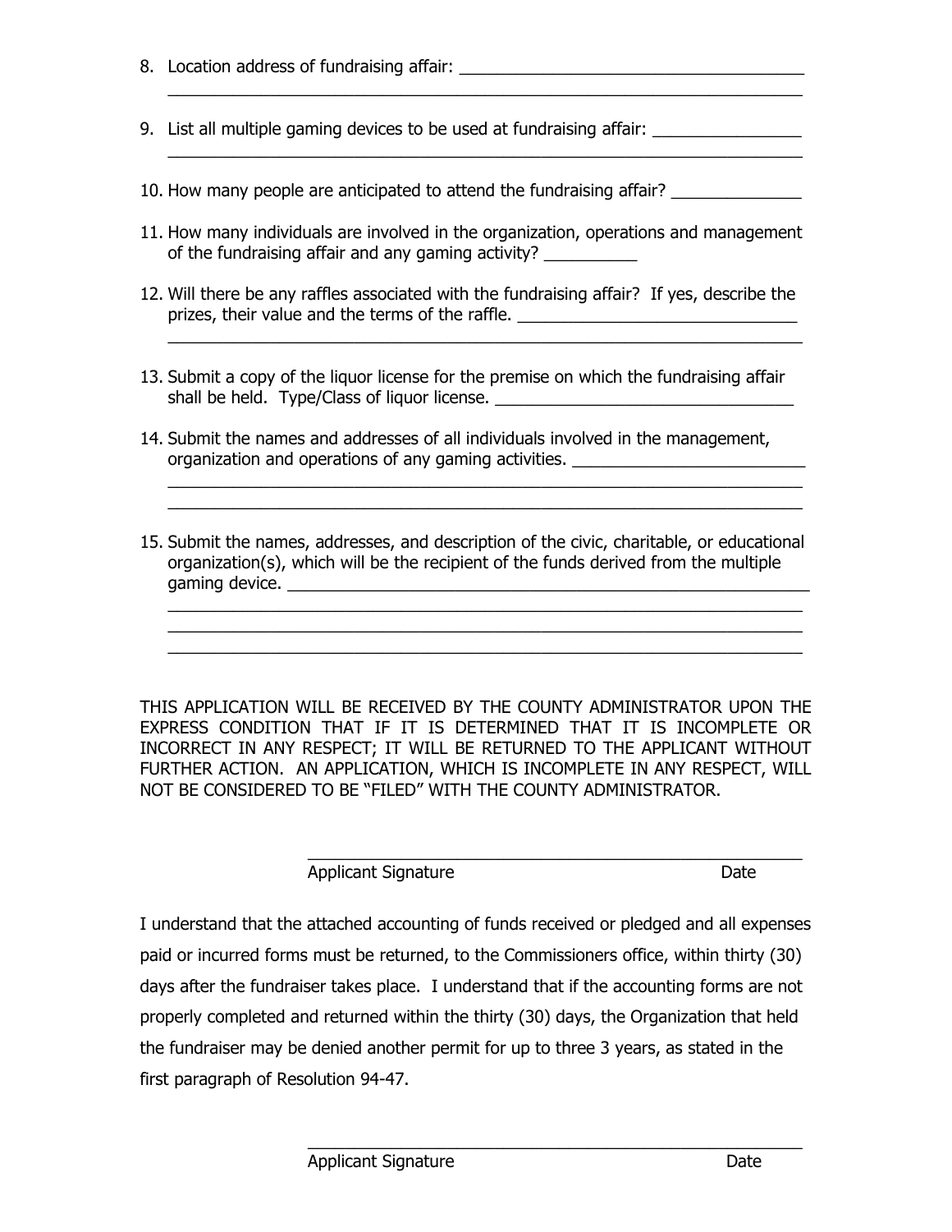8. Location address of fundraising affair: ______________________________________
   ______________________________________________________________________

9. List all multiple gaming devices to be used at fundraising affair: ________________
   ______________________________________________________________________

10. How many people are anticipated to attend the fundraising affair? ______________

11. How many individuals are involved in the organization, operations and management of the fundraising affair and any gaming activity? __________

12. Will there be any raffles associated with the fundraising affair? If yes, describe the prizes, their value and the terms of the raffle. ______________________________
    ______________________________________________________________________

13. Submit a copy of the liquor license for the premise on which the fundraising affair shall be held. Type/Class of liquor license. ________________________________

14. Submit the names and addresses of all individuals involved in the management, organization and operations of any gaming activities. _________________________
    ______________________________________________________________________
    ______________________________________________________________________

15. Submit the names, addresses, and description of the civic, charitable, or educational organization(s), which will be the recipient of the funds derived from the multiple gaming device. ___________________________________________________________
    ______________________________________________________________________
    ______________________________________________________________________
    ______________________________________________________________________

THIS APPLICATION WILL BE RECEIVED BY THE COUNTY ADMINISTRATOR UPON THE EXPRESS CONDITION THAT IF IT IS DETERMINED THAT IT IS INCOMPLETE OR INCORRECT IN ANY RESPECT; IT WILL BE RETURNED TO THE APPLICANT WITHOUT FURTHER ACTION. AN APPLICATION, WHICH IS INCOMPLETE IN ANY RESPECT, WILL NOT BE CONSIDERED TO BE "FILED" WITH THE COUNTY ADMINISTRATOR.

____________________________________________________

Applicant Signature Date

I understand that the attached accounting of funds received or pledged and all expenses paid or incurred forms must be returned, to the Commissioners office, within thirty (30) days after the fundraiser takes place. I understand that if the accounting forms are not properly completed and returned within the thirty (30) days, the Organization that held the fundraiser may be denied another permit for up to three 3 years, as stated in the first paragraph of Resolution 94-47.

____________________________________________________

Applicant Signature Date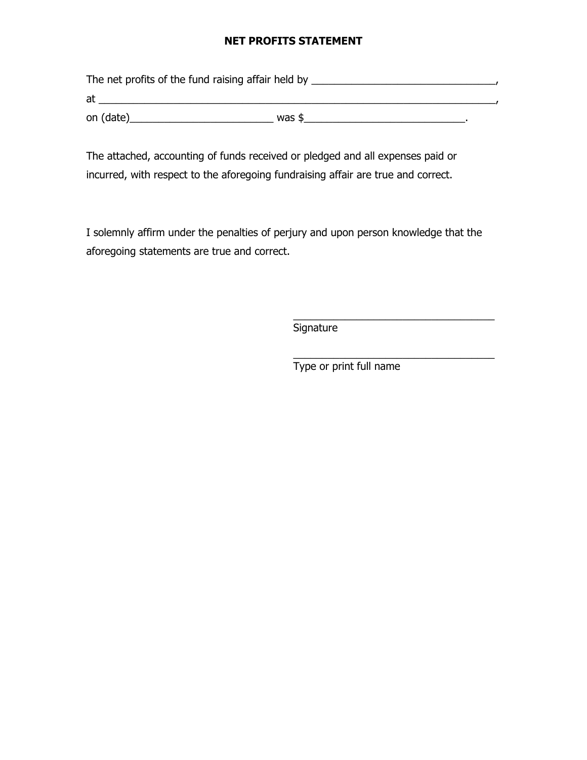# NET PROFITS STATEMENT

The net profits of the fund raising affair held by ________________________________,
at ______________________________________________________________________,
on (date)_________________________ was $____________________________.

The attached, accounting of funds received or pledged and all expenses paid or incurred, with respect to the aforegoing fundraising affair are true and correct.

I solemnly affirm under the penalties of perjury and upon person knowledge that the aforegoing statements are true and correct.

____________________________________
Signature

____________________________________
Type or print full name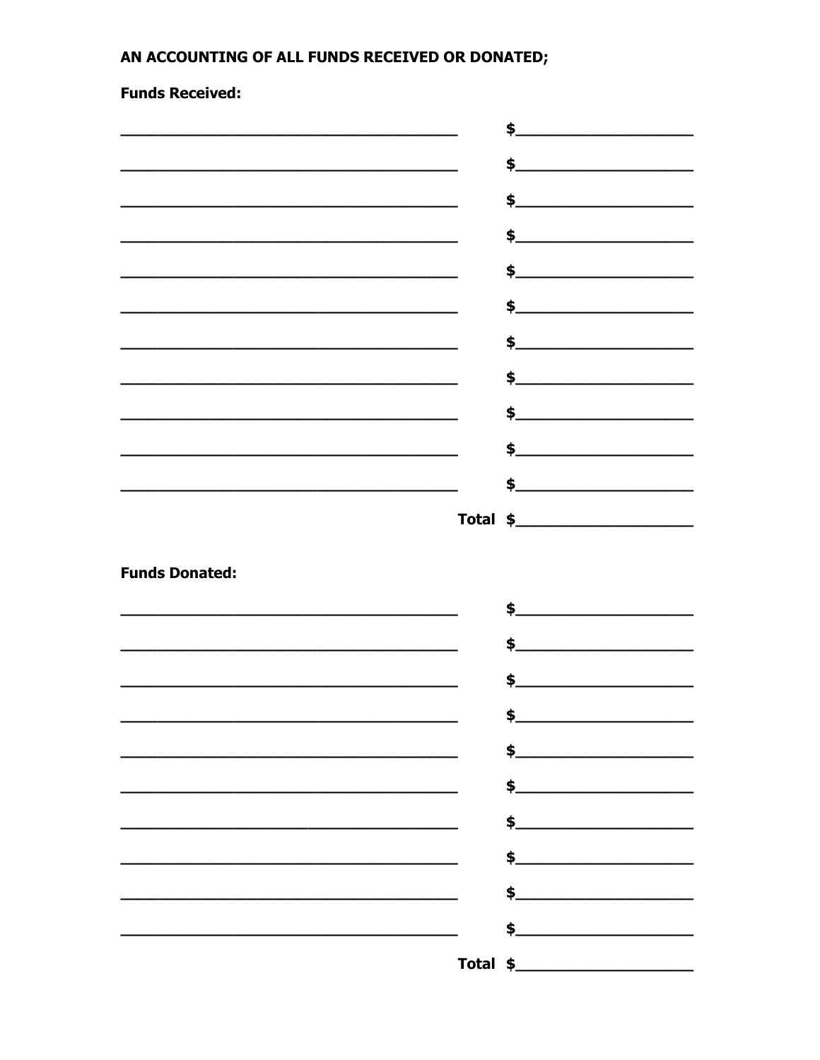**AN ACCOUNTING OF ALL FUNDS RECEIVED OR DONATED;**

**Funds Received:**

_________________________________________ $____________________

_________________________________________ $____________________

_________________________________________ $____________________

_________________________________________ $____________________

_________________________________________ $____________________

_________________________________________ $____________________

_________________________________________ $____________________

_________________________________________ $____________________

_________________________________________ $____________________

_________________________________________ $____________________

_________________________________________ $____________________

**Total $**____________________

**Funds Donated:**

_________________________________________ $____________________

_________________________________________ $____________________

_________________________________________ $____________________

_________________________________________ $____________________

_________________________________________ $____________________

_________________________________________ $____________________

_________________________________________ $____________________

_________________________________________ $____________________

_________________________________________ $____________________

_________________________________________ $____________________

**Total $**____________________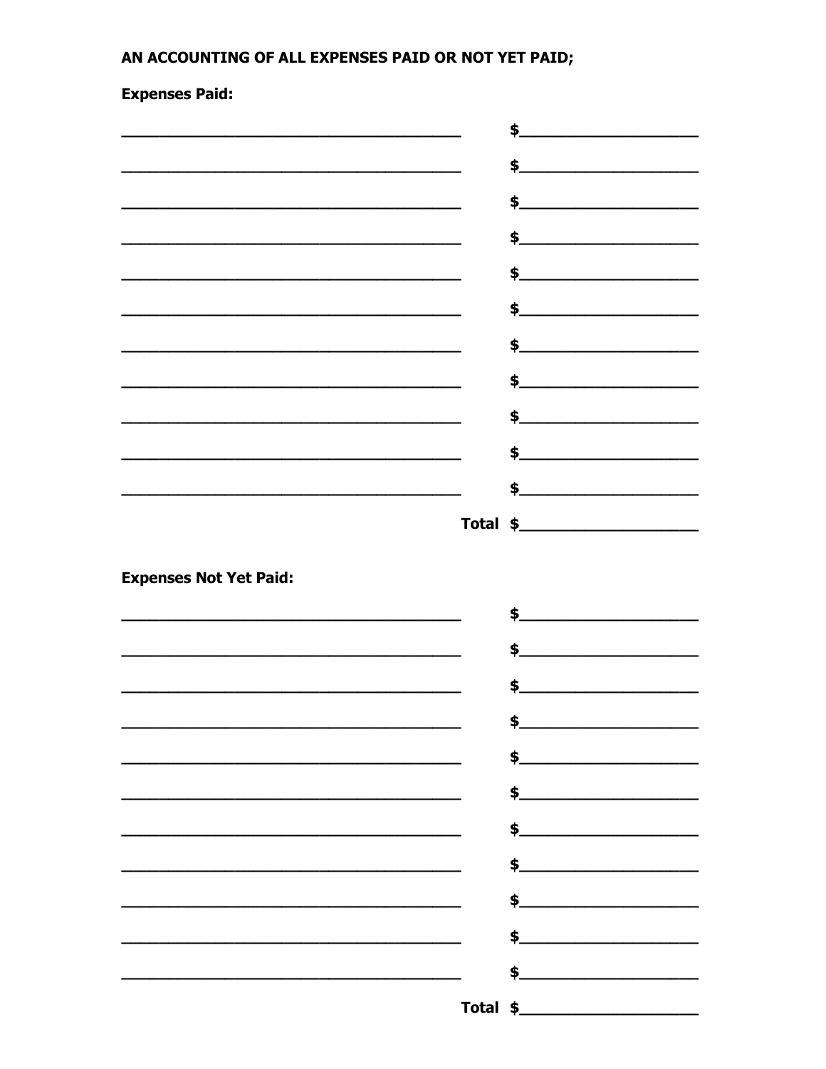**AN ACCOUNTING OF ALL EXPENSES PAID OR NOT YET PAID;**

**Expenses Paid:**

| | |
|---|---|
| ________________________________________ | $____________________ |
| ________________________________________ | $____________________ |
| ________________________________________ | $____________________ |
| ________________________________________ | $____________________ |
| ________________________________________ | $____________________ |
| ________________________________________ | $____________________ |
| ________________________________________ | $____________________ |
| ________________________________________ | $____________________ |
| ________________________________________ | $____________________ |
| ________________________________________ | $____________________ |
| ________________________________________ | $____________________ |
| **Total** | $____________________ |

**Expenses Not Yet Paid:**

| | |
|---|---|
| ________________________________________ | $____________________ |
| ________________________________________ | $____________________ |
| ________________________________________ | $____________________ |
| ________________________________________ | $____________________ |
| ________________________________________ | $____________________ |
| ________________________________________ | $____________________ |
| ________________________________________ | $____________________ |
| ________________________________________ | $____________________ |
| ________________________________________ | $____________________ |
| ________________________________________ | $____________________ |
| ________________________________________ | $____________________ |
| **Total** | $____________________ |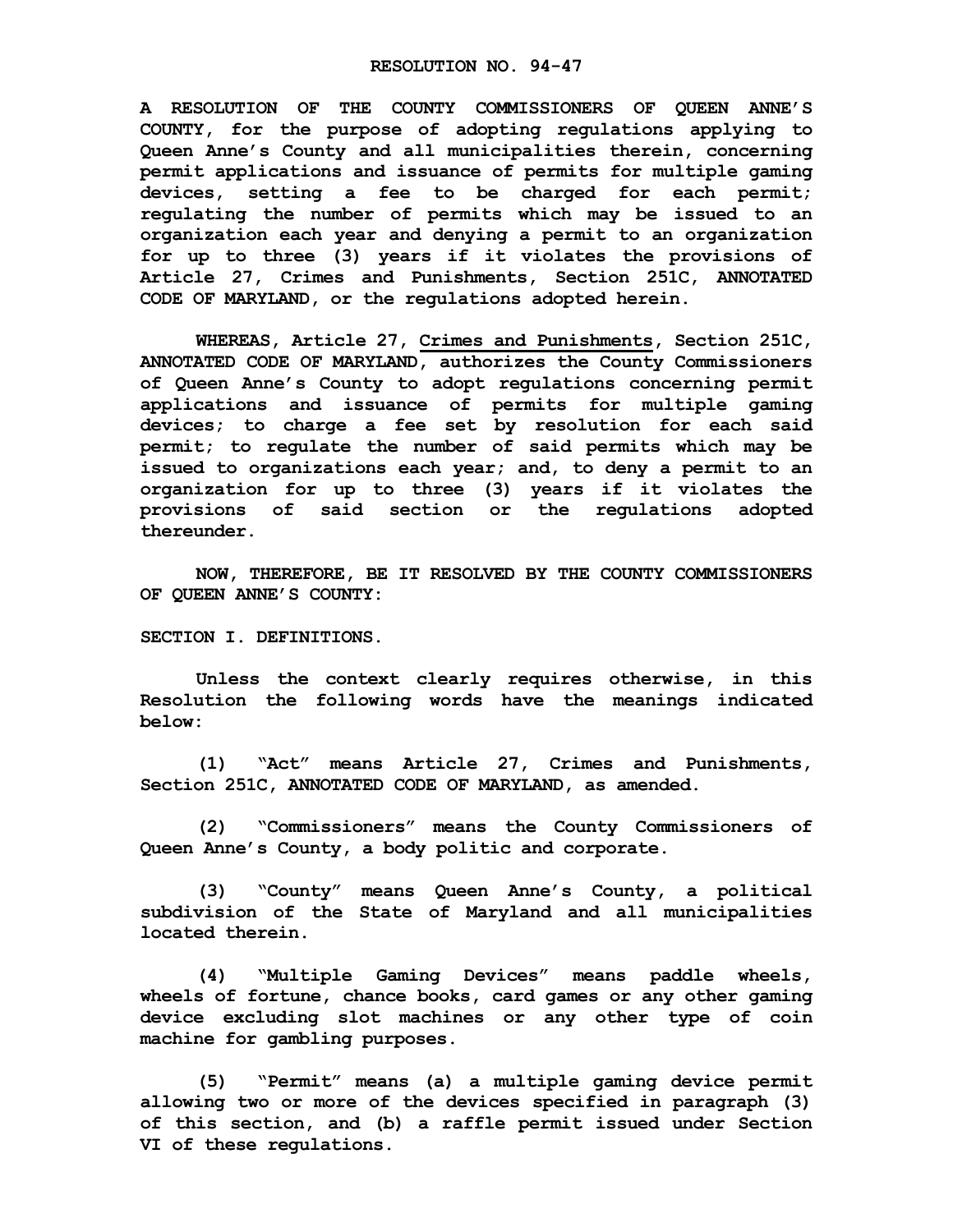# RESOLUTION NO. 94-47

**A RESOLUTION OF THE COUNTY COMMISSIONERS OF QUEEN ANNE'S COUNTY, for the purpose of adopting regulations applying to Queen Anne's County and all municipalities therein, concerning permit applications and issuance of permits for multiple gaming devices, setting a fee to be charged for each permit; regulating the number of permits which may be issued to an organization each year and denying a permit to an organization for up to three (3) years if it violates the provisions of Article 27, Crimes and Punishments, Section 251C, ANNOTATED CODE OF MARYLAND, or the regulations adopted herein.**

**WHEREAS, Article 27, Crimes and Punishments, Section 251C, ANNOTATED CODE OF MARYLAND, authorizes the County Commissioners of Queen Anne's County to adopt regulations concerning permit applications and issuance of permits for multiple gaming devices; to charge a fee set by resolution for each said permit; to regulate the number of said permits which may be issued to organizations each year; and, to deny a permit to an organization for up to three (3) years if it violates the provisions of said section or the regulations adopted thereunder.**

**NOW, THEREFORE, BE IT RESOLVED BY THE COUNTY COMMISSIONERS OF QUEEN ANNE'S COUNTY:**

## SECTION I. DEFINITIONS.

**Unless the context clearly requires otherwise, in this Resolution the following words have the meanings indicated below:**

**(1) "Act" means Article 27, Crimes and Punishments, Section 251C, ANNOTATED CODE OF MARYLAND, as amended.**

**(2) "Commissioners" means the County Commissioners of Queen Anne's County, a body politic and corporate.**

**(3) "County" means Queen Anne's County, a political subdivision of the State of Maryland and all municipalities located therein.**

**(4) "Multiple Gaming Devices" means paddle wheels, wheels of fortune, chance books, card games or any other gaming device excluding slot machines or any other type of coin machine for gambling purposes.**

**(5) "Permit" means (a) a multiple gaming device permit allowing two or more of the devices specified in paragraph (3) of this section, and (b) a raffle permit issued under Section VI of these regulations.**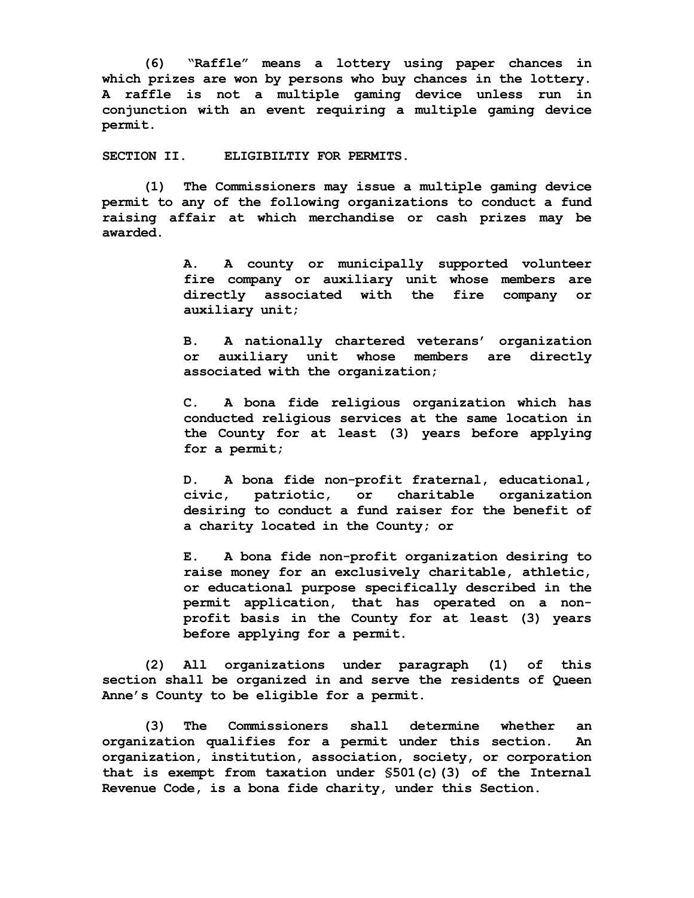(6) "Raffle" means a lottery using paper chances in which prizes are won by persons who buy chances in the lottery. A raffle is not a multiple gaming device unless run in conjunction with an event requiring a multiple gaming device permit.

SECTION II. ELIGIBILTIY FOR PERMITS.

(1) The Commissioners may issue a multiple gaming device permit to any of the following organizations to conduct a fund raising affair at which merchandise or cash prizes may be awarded.

> A. A county or municipally supported volunteer fire company or auxiliary unit whose members are directly associated with the fire company or auxiliary unit;
>
> B. A nationally chartered veterans' organization or auxiliary unit whose members are directly associated with the organization;
>
> C. A bona fide religious organization which has conducted religious services at the same location in the County for at least (3) years before applying for a permit;
>
> D. A bona fide non-profit fraternal, educational, civic, patriotic, or charitable organization desiring to conduct a fund raiser for the benefit of a charity located in the County; or
>
> E. A bona fide non-profit organization desiring to raise money for an exclusively charitable, athletic, or educational purpose specifically described in the permit application, that has operated on a non-profit basis in the County for at least (3) years before applying for a permit.

(2) All organizations under paragraph (1) of this section shall be organized in and serve the residents of Queen Anne's County to be eligible for a permit.

(3) The Commissioners shall determine whether an organization qualifies for a permit under this section. An organization, institution, association, society, or corporation that is exempt from taxation under §501(c)(3) of the Internal Revenue Code, is a bona fide charity, under this Section.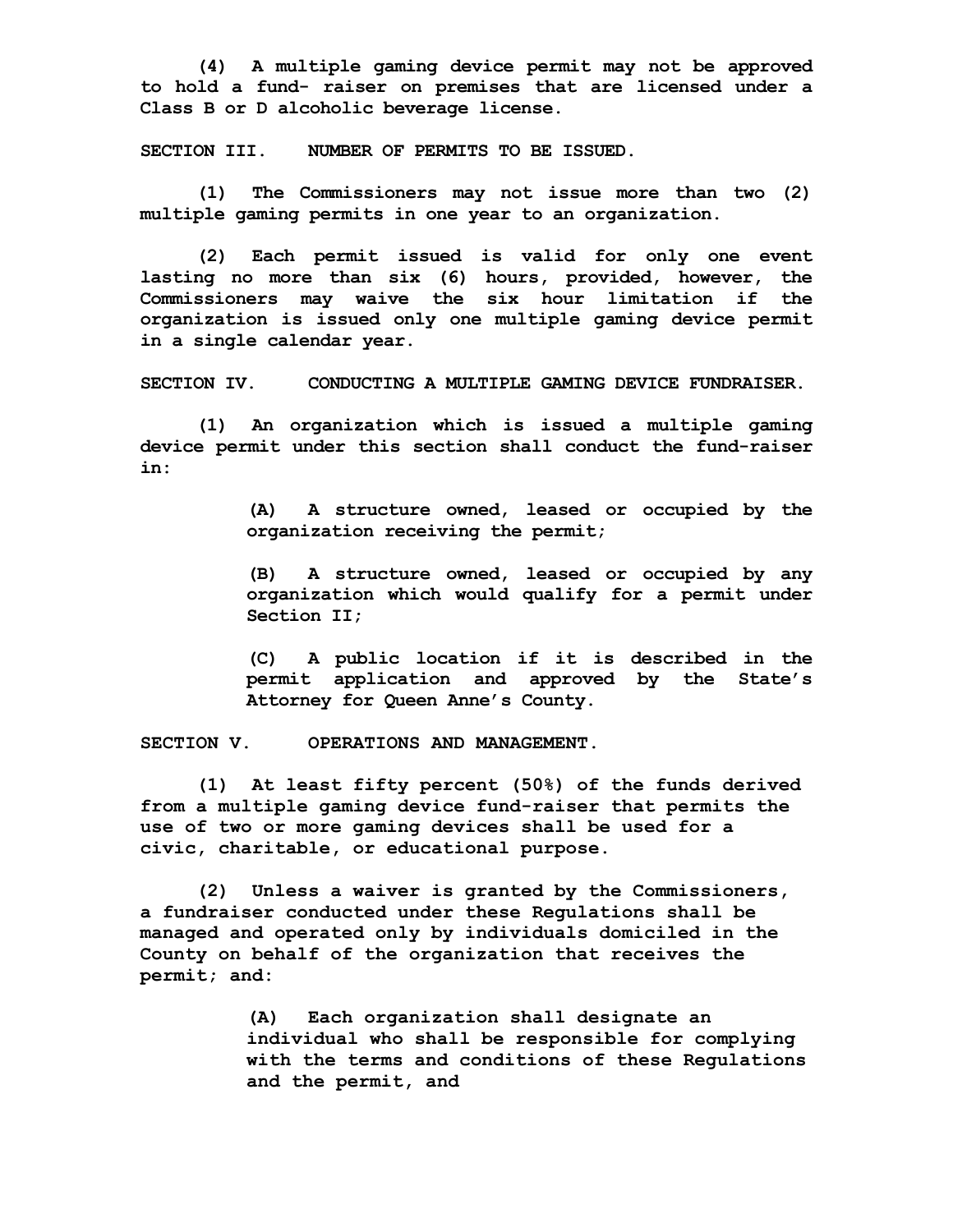(4) A multiple gaming device permit may not be approved to hold a fund- raiser on premises that are licensed under a Class B or D alcoholic beverage license.

SECTION III. NUMBER OF PERMITS TO BE ISSUED.

(1) The Commissioners may not issue more than two (2) multiple gaming permits in one year to an organization.

(2) Each permit issued is valid for only one event lasting no more than six (6) hours, provided, however, the Commissioners may waive the six hour limitation if the organization is issued only one multiple gaming device permit in a single calendar year.

SECTION IV. CONDUCTING A MULTIPLE GAMING DEVICE FUNDRAISER.

(1) An organization which is issued a multiple gaming device permit under this section shall conduct the fund-raiser in:

> (A) A structure owned, leased or occupied by the organization receiving the permit;
>
> (B) A structure owned, leased or occupied by any organization which would qualify for a permit under Section II;
>
> (C) A public location if it is described in the permit application and approved by the State's Attorney for Queen Anne's County.

SECTION V. OPERATIONS AND MANAGEMENT.

(1) At least fifty percent (50%) of the funds derived from a multiple gaming device fund-raiser that permits the use of two or more gaming devices shall be used for a civic, charitable, or educational purpose.

(2) Unless a waiver is granted by the Commissioners, a fundraiser conducted under these Regulations shall be managed and operated only by individuals domiciled in the County on behalf of the organization that receives the permit; and:

> (A) Each organization shall designate an individual who shall be responsible for complying with the terms and conditions of these Regulations and the permit, and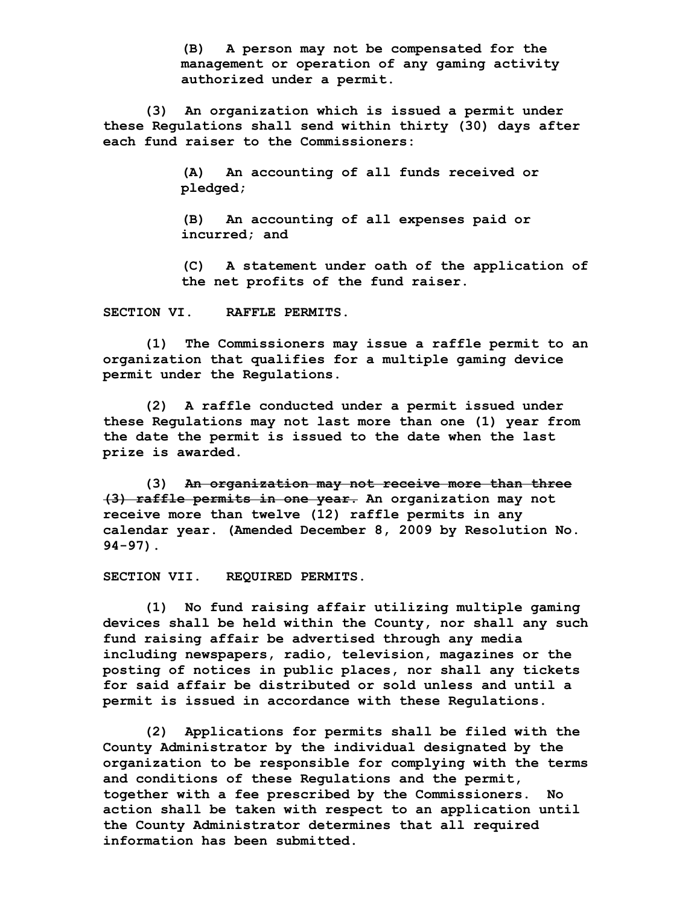(B) A person may not be compensated for the management or operation of any gaming activity authorized under a permit.

(3) An organization which is issued a permit under these Regulations shall send within thirty (30) days after each fund raiser to the Commissioners:

(A) An accounting of all funds received or pledged;

(B) An accounting of all expenses paid or incurred; and

(C) A statement under oath of the application of the net profits of the fund raiser.

## SECTION VI. RAFFLE PERMITS.

(1) The Commissioners may issue a raffle permit to an organization that qualifies for a multiple gaming device permit under the Regulations.

(2) A raffle conducted under a permit issued under these Regulations may not last more than one (1) year from the date the permit is issued to the date when the last prize is awarded.

(3) ~~An organization may not receive more than three (3) raffle permits in one year.~~ An organization may not receive more than twelve (12) raffle permits in any calendar year. (Amended December 8, 2009 by Resolution No. 94-97).

## SECTION VII. REQUIRED PERMITS.

(1) No fund raising affair utilizing multiple gaming devices shall be held within the County, nor shall any such fund raising affair be advertised through any media including newspapers, radio, television, magazines or the posting of notices in public places, nor shall any tickets for said affair be distributed or sold unless and until a permit is issued in accordance with these Regulations.

(2) Applications for permits shall be filed with the County Administrator by the individual designated by the organization to be responsible for complying with the terms and conditions of these Regulations and the permit, together with a fee prescribed by the Commissioners. No action shall be taken with respect to an application until the County Administrator determines that all required information has been submitted.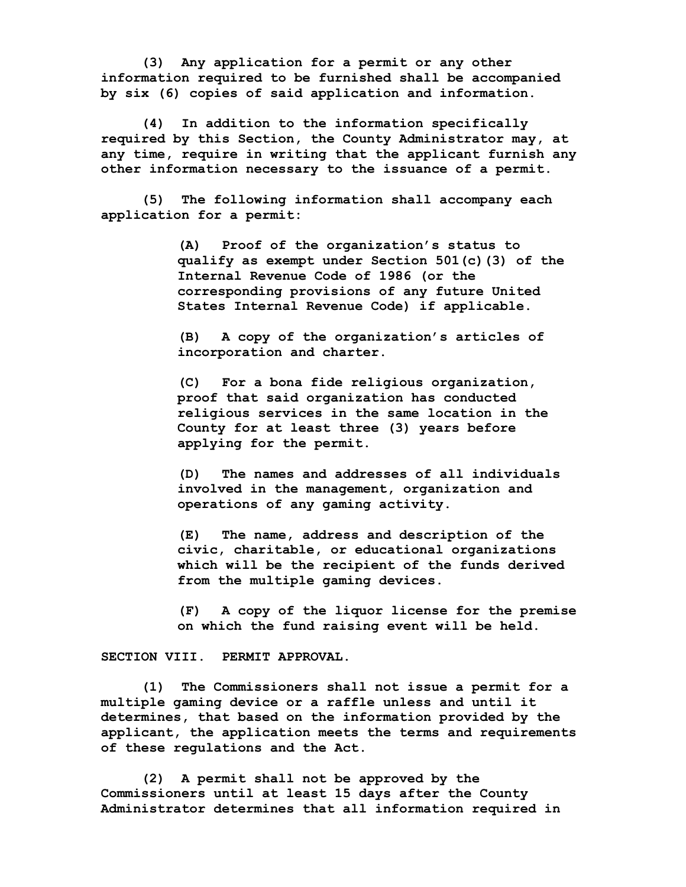(3) Any application for a permit or any other information required to be furnished shall be accompanied by six (6) copies of said application and information.

(4) In addition to the information specifically required by this Section, the County Administrator may, at any time, require in writing that the applicant furnish any other information necessary to the issuance of a permit.

(5) The following information shall accompany each application for a permit:

(A) Proof of the organization's status to qualify as exempt under Section 501(c)(3) of the Internal Revenue Code of 1986 (or the corresponding provisions of any future United States Internal Revenue Code) if applicable.

(B) A copy of the organization's articles of incorporation and charter.

(C) For a bona fide religious organization, proof that said organization has conducted religious services in the same location in the County for at least three (3) years before applying for the permit.

(D) The names and addresses of all individuals involved in the management, organization and operations of any gaming activity.

(E) The name, address and description of the civic, charitable, or educational organizations which will be the recipient of the funds derived from the multiple gaming devices.

(F) A copy of the liquor license for the premise on which the fund raising event will be held.

**SECTION VIII. PERMIT APPROVAL.**

(1) The Commissioners shall not issue a permit for a multiple gaming device or a raffle unless and until it determines, that based on the information provided by the applicant, the application meets the terms and requirements of these regulations and the Act.

(2) A permit shall not be approved by the Commissioners until at least 15 days after the County Administrator determines that all information required in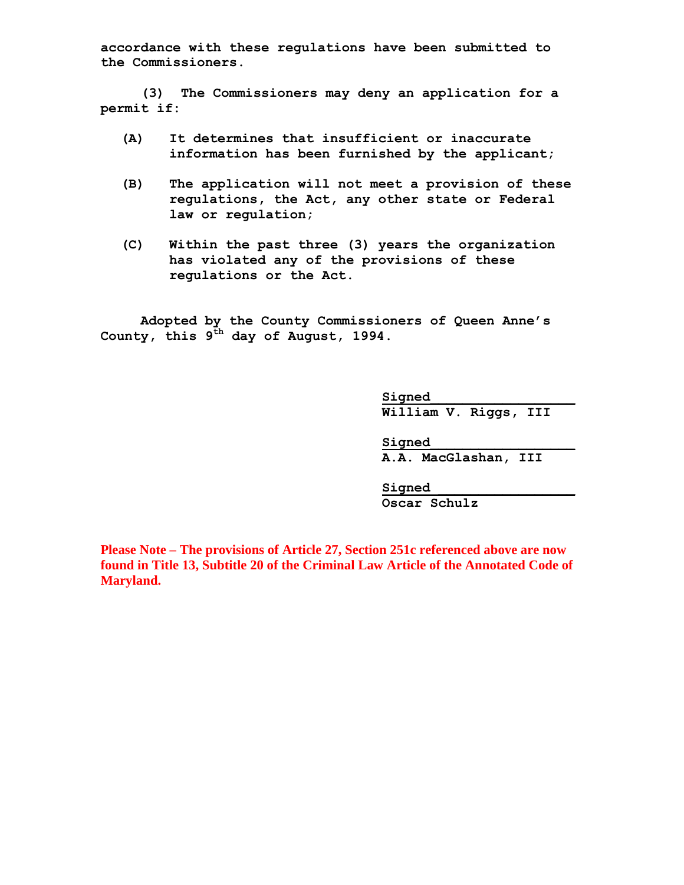**accordance with these regulations have been submitted to the Commissioners.**

**(3) The Commissioners may deny an application for a permit if:**

**(A) It determines that insufficient or inaccurate information has been furnished by the applicant;**

**(B) The application will not meet a provision of these regulations, the Act, any other state or Federal law or regulation;**

**(C) Within the past three (3) years the organization has violated any of the provisions of these regulations or the Act.**

**Adopted by the County Commissioners of Queen Anne's County, this 9th day of August, 1994.**

**Signed**
**William V. Riggs, III**

**Signed**
**A.A. MacGlashan, III**

**Signed**
**Oscar Schulz**

**Please Note – The provisions of Article 27, Section 251c referenced above are now found in Title 13, Subtitle 20 of the Criminal Law Article of the Annotated Code of Maryland.**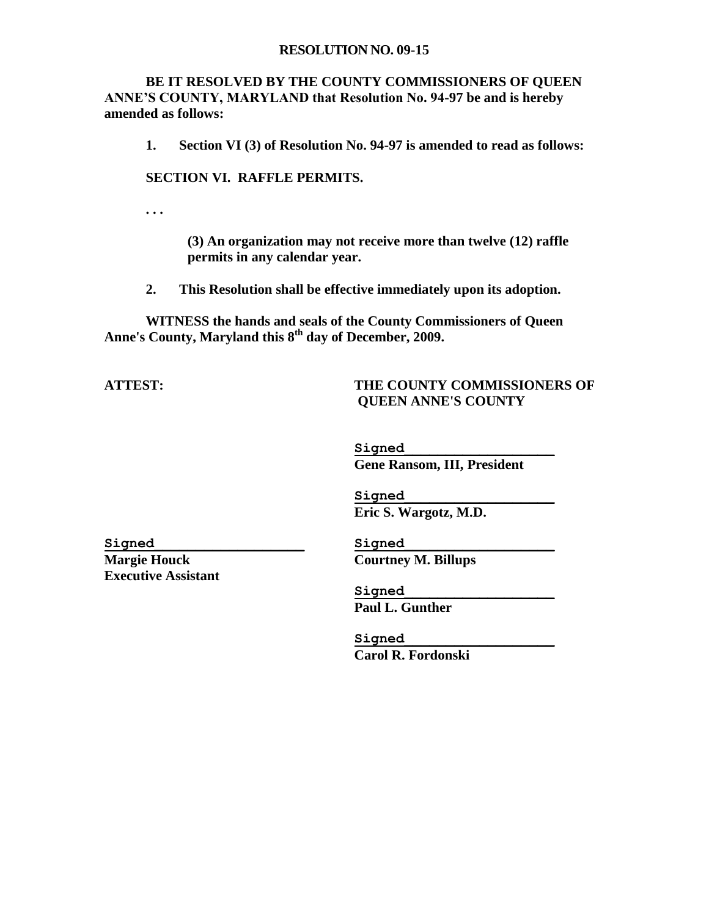**RESOLUTION NO. 09-15**

**BE IT RESOLVED BY THE COUNTY COMMISSIONERS OF QUEEN ANNE'S COUNTY, MARYLAND that Resolution No. 94-97 be and is hereby amended as follows:**

**1. Section VI (3) of Resolution No. 94-97 is amended to read as follows:**

**SECTION VI. RAFFLE PERMITS.**

**. . .**

**(3) An organization may not receive more than twelve (12) raffle permits in any calendar year.**

**2. This Resolution shall be effective immediately upon its adoption.**

**WITNESS the hands and seals of the County Commissioners of Queen Anne's County, Maryland this 8th day of December, 2009.**

**ATTEST:**

**THE COUNTY COMMISSIONERS OF QUEEN ANNE'S COUNTY**

Signed____________________
**Gene Ransom, III, President**

Signed____________________
**Eric S. Wargotz, M.D.**

Signed____________________
**Margie Houck**
**Executive Assistant**

Signed____________________
**Courtney M. Billups**

Signed____________________
**Paul L. Gunther**

Signed____________________
**Carol R. Fordonski**